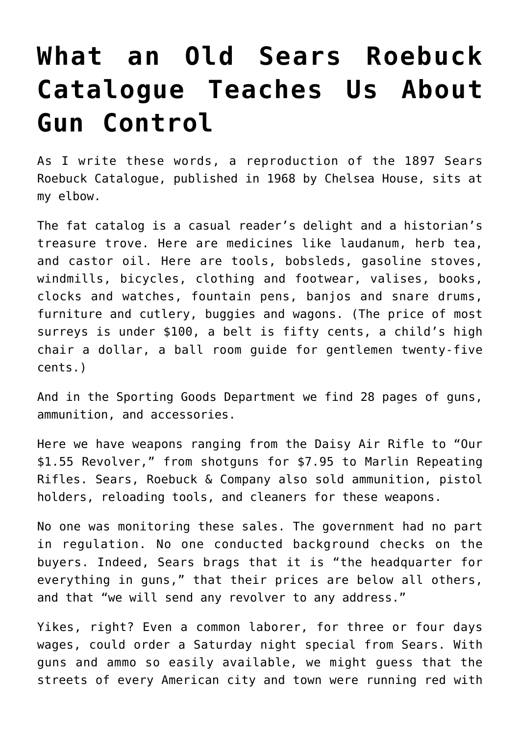# What an Old Sears Roebuck Catalogue Teaches Us About Gun Control

As I write these words, a reproduction of the 1897 Sears Roebuck Catalogue, published in 1968 by Chelsea House, sits at my elbow.

The fat catalog is a casual reader's delight and a historian's treasure trove. Here are medicines like laudanum, herb tea, and castor oil. Here are tools, bobsleds, gasoline stoves, windmills, bicycles, clothing and footwear, valises, books, clocks and watches, fountain pens, banjos and snare drums, furniture and cutlery, buggies and wagons. (The price of most surreys is under $100, a belt is fifty cents, a child's high chair a dollar, a ball room guide for gentlemen twenty-five cents.)

And in the Sporting Goods Department we find 28 pages of guns, ammunition, and accessories.

Here we have weapons ranging from the Daisy Air Rifle to "Our $1.55 Revolver," from shotguns for $7.95 to Marlin Repeating Rifles. Sears, Roebuck & Company also sold ammunition, pistol holders, reloading tools, and cleaners for these weapons.

No one was monitoring these sales. The government had no part in regulation. No one conducted background checks on the buyers. Indeed, Sears brags that it is "the headquarter for everything in guns," that their prices are below all others, and that "we will send any revolver to any address."

Yikes, right? Even a common laborer, for three or four days wages, could order a Saturday night special from Sears. With guns and ammo so easily available, we might guess that the streets of every American city and town were running red with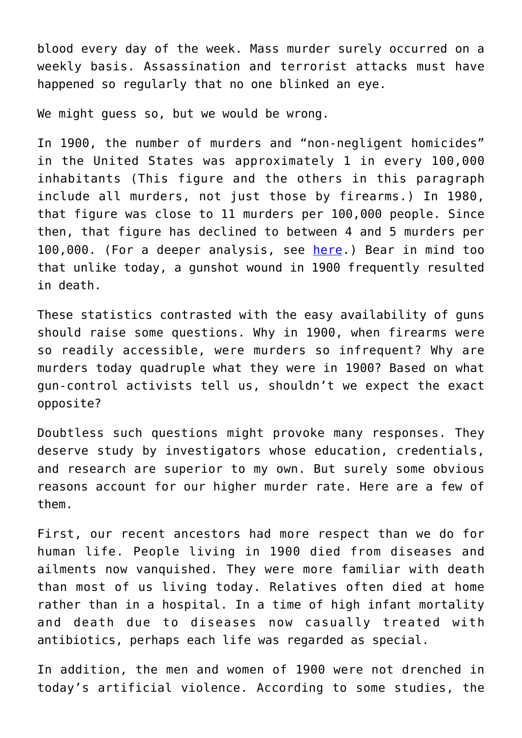blood every day of the week. Mass murder surely occurred on a weekly basis. Assassination and terrorist attacks must have happened so regularly that no one blinked an eye.

We might guess so, but we would be wrong.

In 1900, the number of murders and "non-negligent homicides" in the United States was approximately 1 in every 100,000 inhabitants (This figure and the others in this paragraph include all murders, not just those by firearms.) In 1980, that figure was close to 11 murders per 100,000 people. Since then, that figure has declined to between 4 and 5 murders per 100,000. (For a deeper analysis, see here.) Bear in mind too that unlike today, a gunshot wound in 1900 frequently resulted in death.

These statistics contrasted with the easy availability of guns should raise some questions. Why in 1900, when firearms were so readily accessible, were murders so infrequent? Why are murders today quadruple what they were in 1900? Based on what gun-control activists tell us, shouldn't we expect the exact opposite?

Doubtless such questions might provoke many responses. They deserve study by investigators whose education, credentials, and research are superior to my own. But surely some obvious reasons account for our higher murder rate. Here are a few of them.

First, our recent ancestors had more respect than we do for human life. People living in 1900 died from diseases and ailments now vanquished. They were more familiar with death than most of us living today. Relatives often died at home rather than in a hospital. In a time of high infant mortality and death due to diseases now casually treated with antibiotics, perhaps each life was regarded as special.

In addition, the men and women of 1900 were not drenched in today's artificial violence. According to some studies, the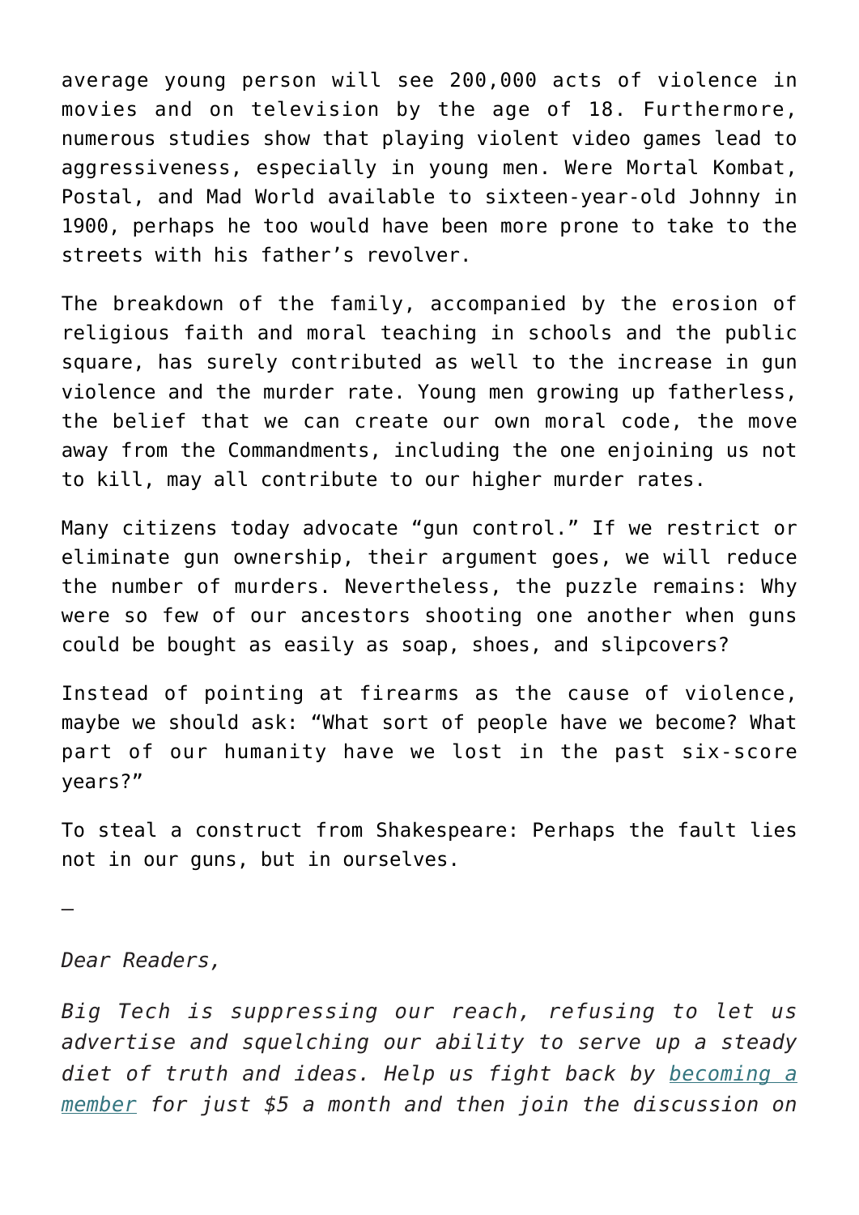average young person will see 200,000 acts of violence in movies and on television by the age of 18. Furthermore, numerous studies show that playing violent video games lead to aggressiveness, especially in young men. Were Mortal Kombat, Postal, and Mad World available to sixteen-year-old Johnny in 1900, perhaps he too would have been more prone to take to the streets with his father's revolver.

The breakdown of the family, accompanied by the erosion of religious faith and moral teaching in schools and the public square, has surely contributed as well to the increase in gun violence and the murder rate. Young men growing up fatherless, the belief that we can create our own moral code, the move away from the Commandments, including the one enjoining us not to kill, may all contribute to our higher murder rates.

Many citizens today advocate "gun control." If we restrict or eliminate gun ownership, their argument goes, we will reduce the number of murders. Nevertheless, the puzzle remains: Why were so few of our ancestors shooting one another when guns could be bought as easily as soap, shoes, and slipcovers?

Instead of pointing at firearms as the cause of violence, maybe we should ask: "What sort of people have we become? What part of our humanity have we lost in the past six-score years?"

To steal a construct from Shakespeare: Perhaps the fault lies not in our guns, but in ourselves.

—

*Dear Readers,*

*Big Tech is suppressing our reach, refusing to let us advertise and squelching our ability to serve up a steady diet of truth and ideas. Help us fight back by [becoming a member]() for just $5 a month and then join the discussion on*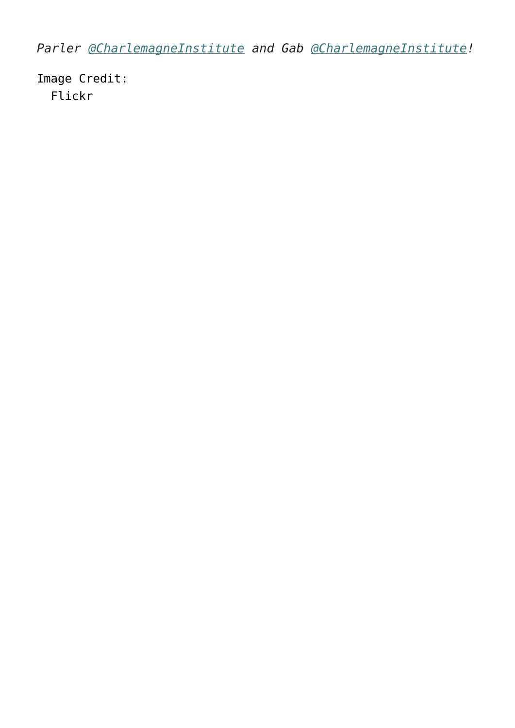*Parler [@CharlemagneInstitute] and Gab [@CharlemagneInstitute]!*

Image Credit:
Flickr